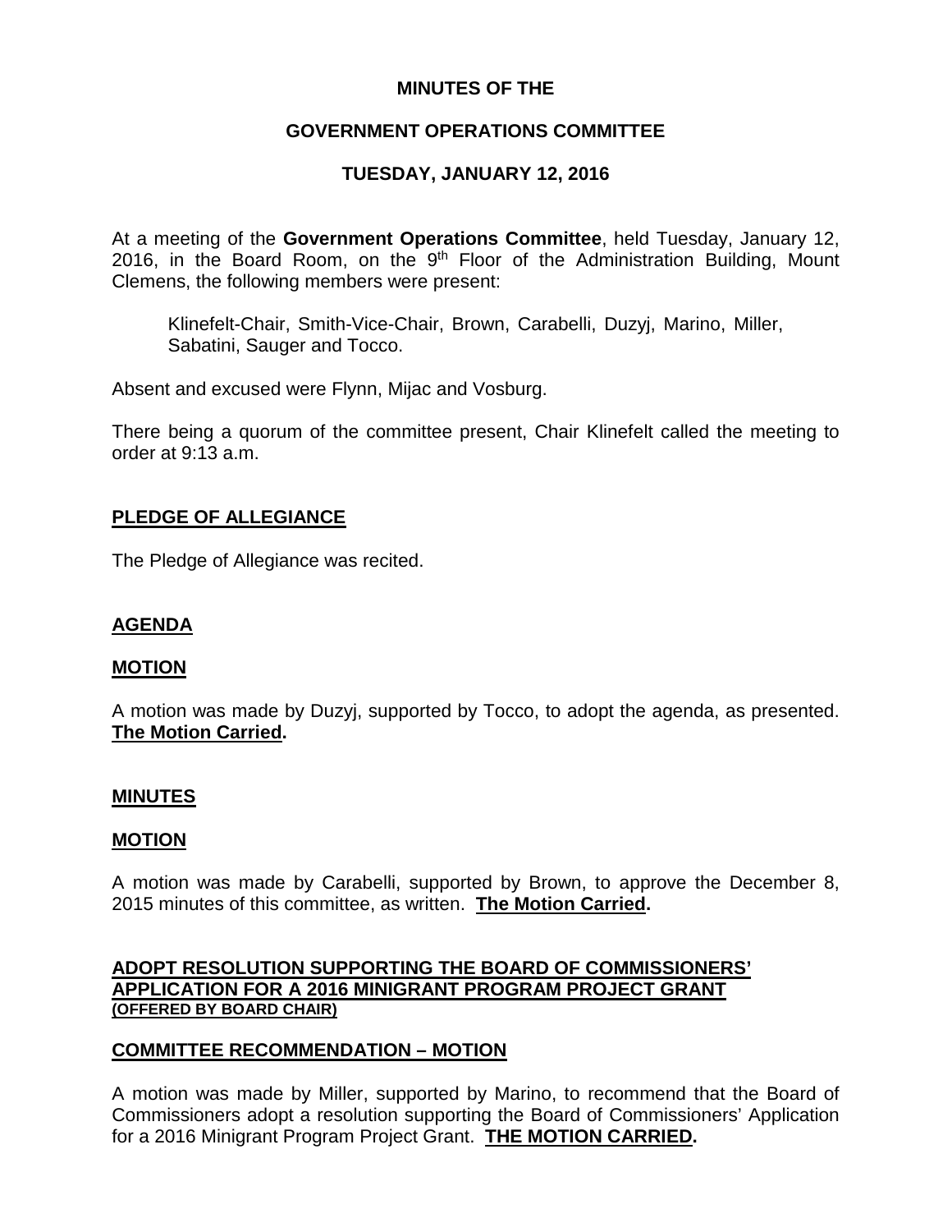**MINUTES OF THE**

**GOVERNMENT OPERATIONS COMMITTEE**

**TUESDAY, JANUARY 12, 2016**

At a meeting of the **Government Operations Committee**, held Tuesday, January 12, 2016, in the Board Room, on the 9th Floor of the Administration Building, Mount Clemens, the following members were present:

> Klinefelt-Chair, Smith-Vice-Chair, Brown, Carabelli, Duzyj, Marino, Miller, Sabatini, Sauger and Tocco.

Absent and excused were Flynn, Mijac and Vosburg.

There being a quorum of the committee present, Chair Klinefelt called the meeting to order at 9:13 a.m.

**PLEDGE OF ALLEGIANCE**

The Pledge of Allegiance was recited.

**AGENDA**

**MOTION**

A motion was made by Duzyj, supported by Tocco, to adopt the agenda, as presented. **The Motion Carried.**

**MINUTES**

**MOTION**

A motion was made by Carabelli, supported by Brown, to approve the December 8, 2015 minutes of this committee, as written. **The Motion Carried.**

**ADOPT RESOLUTION SUPPORTING THE BOARD OF COMMISSIONERS' APPLICATION FOR A 2016 MINIGRANT PROGRAM PROJECT GRANT**
**(OFFERED BY BOARD CHAIR)**

**COMMITTEE RECOMMENDATION – MOTION**

A motion was made by Miller, supported by Marino, to recommend that the Board of Commissioners adopt a resolution supporting the Board of Commissioners' Application for a 2016 Minigrant Program Project Grant. **THE MOTION CARRIED.**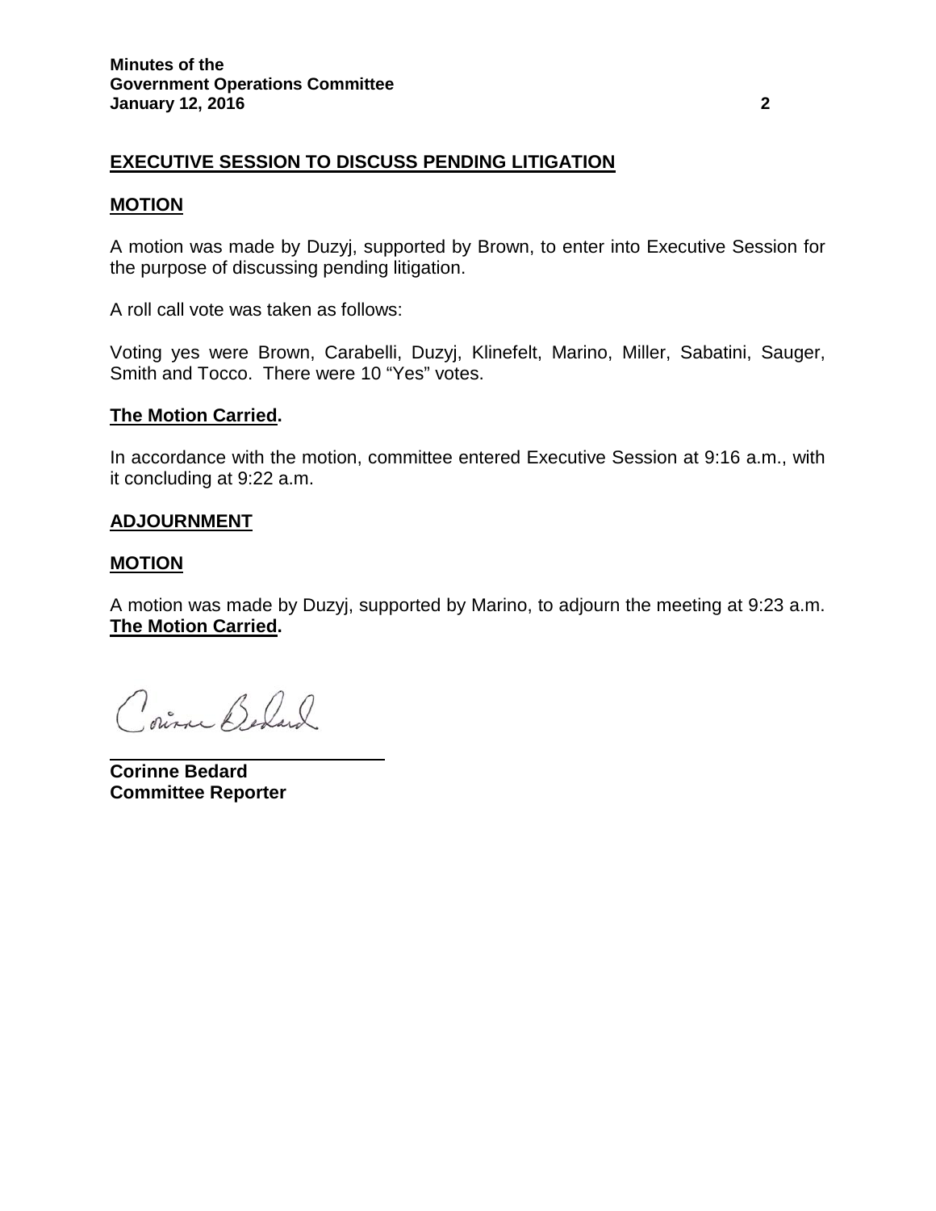## EXECUTIVE SESSION TO DISCUSS PENDING LITIGATION

### MOTION

A motion was made by Duzyj, supported by Brown, to enter into Executive Session for the purpose of discussing pending litigation.

A roll call vote was taken as follows:

Voting yes were Brown, Carabelli, Duzyj, Klinefelt, Marino, Miller, Sabatini, Sauger, Smith and Tocco. There were 10 "Yes" votes.

**The Motion Carried.**

In accordance with the motion, committee entered Executive Session at 9:16 a.m., with it concluding at 9:22 a.m.

## ADJOURNMENT

### MOTION

A motion was made by Duzyj, supported by Marino, to adjourn the meeting at 9:23 a.m. **The Motion Carried.**

**Corinne Bedard**
**Committee Reporter**